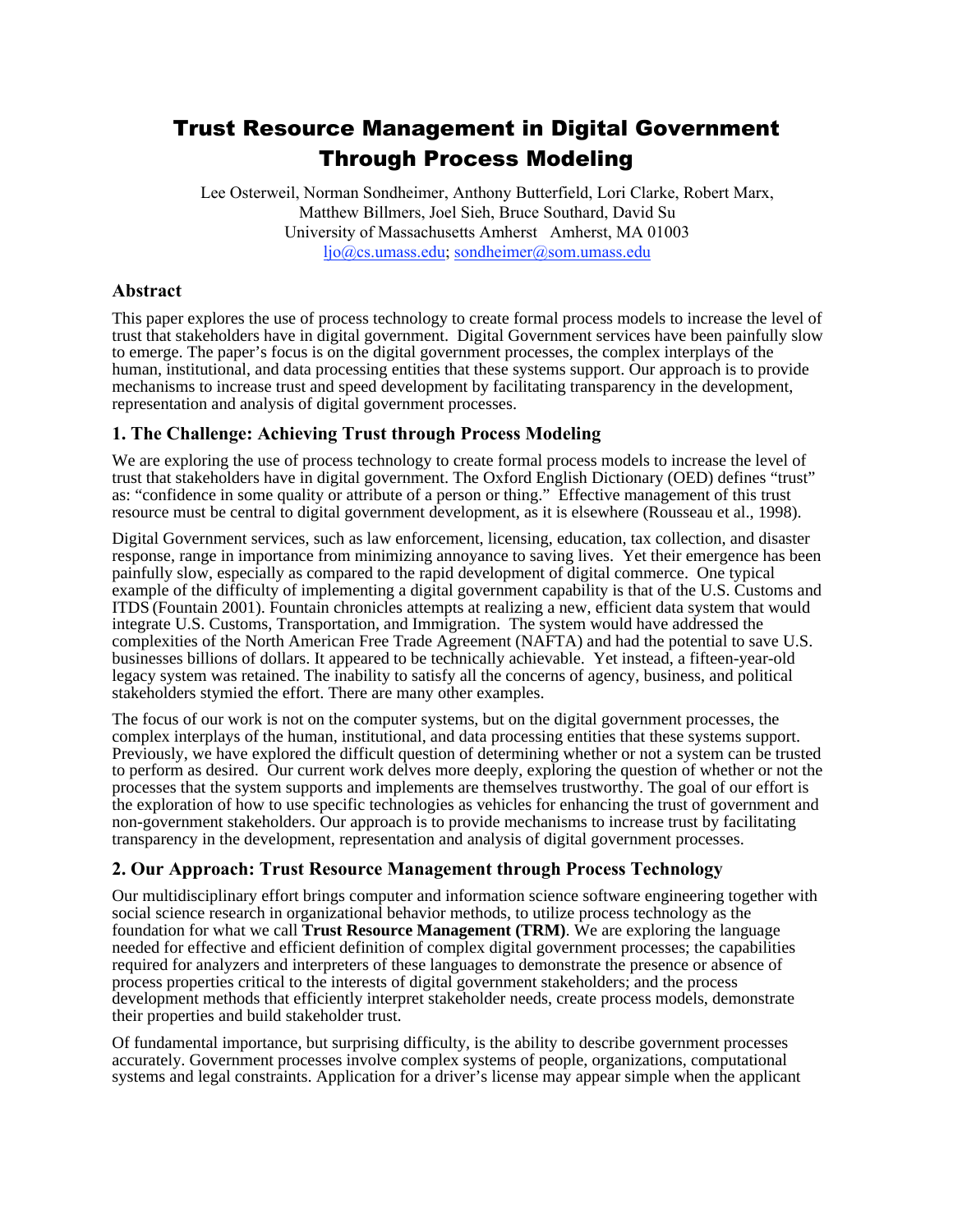# Trust Resource Management in Digital Government Through Process Modeling

Lee Osterweil, Norman Sondheimer, Anthony Butterfield, Lori Clarke, Robert Marx, Matthew Billmers, Joel Sieh, Bruce Southard, David Su
University of Massachusetts Amherst Amherst, MA 01003
ljo@cs.umass.edu; sondheimer@som.umass.edu

## Abstract

This paper explores the use of process technology to create formal process models to increase the level of trust that stakeholders have in digital government. Digital Government services have been painfully slow to emerge. The paper's focus is on the digital government processes, the complex interplays of the human, institutional, and data processing entities that these systems support. Our approach is to provide mechanisms to increase trust and speed development by facilitating transparency in the development, representation and analysis of digital government processes.

## 1. The Challenge: Achieving Trust through Process Modeling

We are exploring the use of process technology to create formal process models to increase the level of trust that stakeholders have in digital government. The Oxford English Dictionary (OED) defines "trust" as: "confidence in some quality or attribute of a person or thing." Effective management of this trust resource must be central to digital government development, as it is elsewhere (Rousseau et al., 1998).

Digital Government services, such as law enforcement, licensing, education, tax collection, and disaster response, range in importance from minimizing annoyance to saving lives. Yet their emergence has been painfully slow, especially as compared to the rapid development of digital commerce. One typical example of the difficulty of implementing a digital government capability is that of the U.S. Customs and ITDS (Fountain 2001). Fountain chronicles attempts at realizing a new, efficient data system that would integrate U.S. Customs, Transportation, and Immigration. The system would have addressed the complexities of the North American Free Trade Agreement (NAFTA) and had the potential to save U.S. businesses billions of dollars. It appeared to be technically achievable. Yet instead, a fifteen-year-old legacy system was retained. The inability to satisfy all the concerns of agency, business, and political stakeholders stymied the effort. There are many other examples.

The focus of our work is not on the computer systems, but on the digital government processes, the complex interplays of the human, institutional, and data processing entities that these systems support. Previously, we have explored the difficult question of determining whether or not a system can be trusted to perform as desired. Our current work delves more deeply, exploring the question of whether or not the processes that the system supports and implements are themselves trustworthy. The goal of our effort is the exploration of how to use specific technologies as vehicles for enhancing the trust of government and non-government stakeholders. Our approach is to provide mechanisms to increase trust by facilitating transparency in the development, representation and analysis of digital government processes.

## 2. Our Approach: Trust Resource Management through Process Technology

Our multidisciplinary effort brings computer and information science software engineering together with social science research in organizational behavior methods, to utilize process technology as the foundation for what we call **Trust Resource Management (TRM)**. We are exploring the language needed for effective and efficient definition of complex digital government processes; the capabilities required for analyzers and interpreters of these languages to demonstrate the presence or absence of process properties critical to the interests of digital government stakeholders; and the process development methods that efficiently interpret stakeholder needs, create process models, demonstrate their properties and build stakeholder trust.

Of fundamental importance, but surprising difficulty, is the ability to describe government processes accurately. Government processes involve complex systems of people, organizations, computational systems and legal constraints. Application for a driver's license may appear simple when the applicant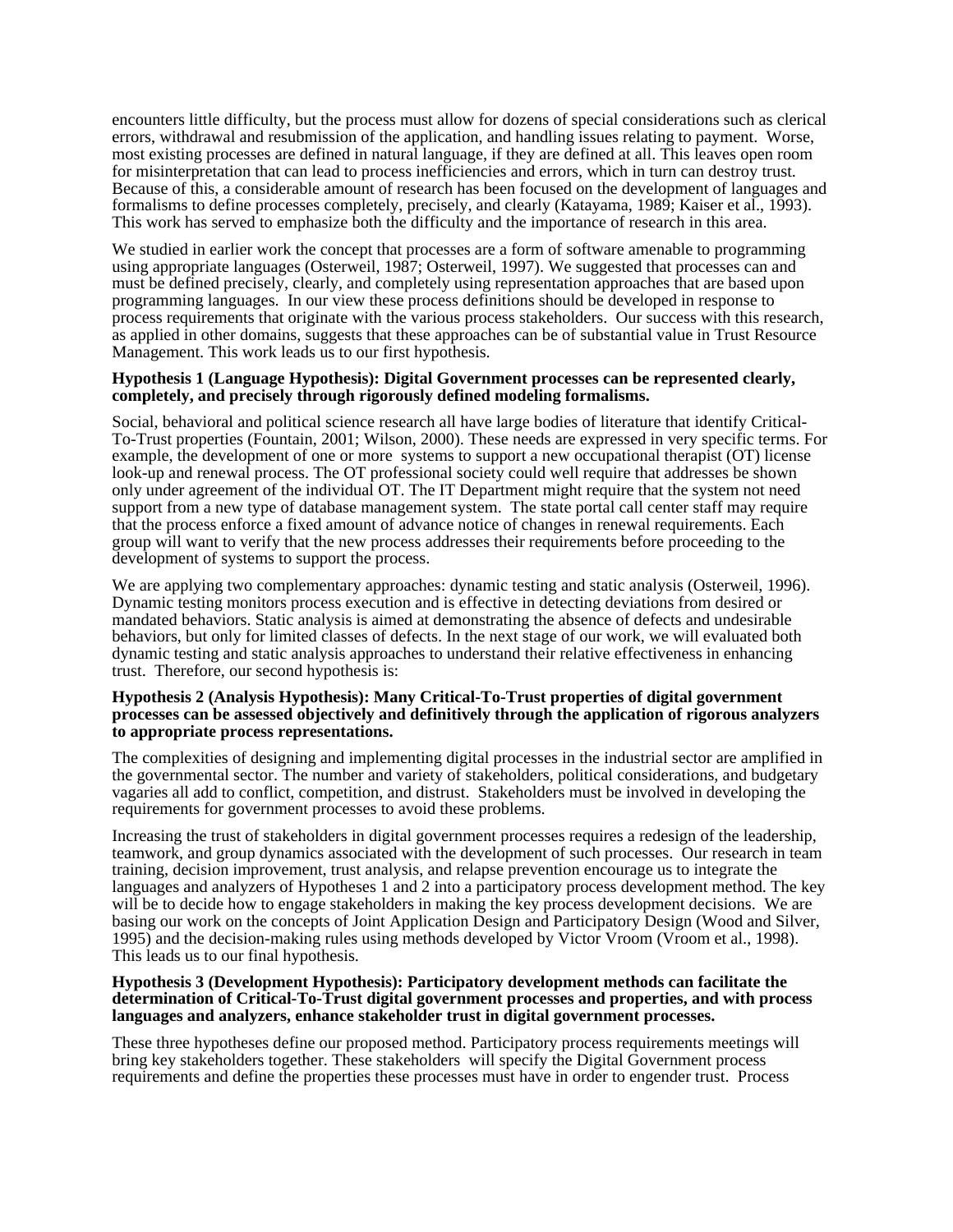encounters little difficulty, but the process must allow for dozens of special considerations such as clerical errors, withdrawal and resubmission of the application, and handling issues relating to payment. Worse, most existing processes are defined in natural language, if they are defined at all. This leaves open room for misinterpretation that can lead to process inefficiencies and errors, which in turn can destroy trust. Because of this, a considerable amount of research has been focused on the development of languages and formalisms to define processes completely, precisely, and clearly (Katayama, 1989; Kaiser et al., 1993). This work has served to emphasize both the difficulty and the importance of research in this area.

We studied in earlier work the concept that processes are a form of software amenable to programming using appropriate languages (Osterweil, 1987; Osterweil, 1997). We suggested that processes can and must be defined precisely, clearly, and completely using representation approaches that are based upon programming languages. In our view these process definitions should be developed in response to process requirements that originate with the various process stakeholders. Our success with this research, as applied in other domains, suggests that these approaches can be of substantial value in Trust Resource Management. This work leads us to our first hypothesis.

**Hypothesis 1 (Language Hypothesis): Digital Government processes can be represented clearly, completely, and precisely through rigorously defined modeling formalisms.**

Social, behavioral and political science research all have large bodies of literature that identify Critical-To-Trust properties (Fountain, 2001; Wilson, 2000). These needs are expressed in very specific terms. For example, the development of one or more systems to support a new occupational therapist (OT) license look-up and renewal process. The OT professional society could well require that addresses be shown only under agreement of the individual OT. The IT Department might require that the system not need support from a new type of database management system. The state portal call center staff may require that the process enforce a fixed amount of advance notice of changes in renewal requirements. Each group will want to verify that the new process addresses their requirements before proceeding to the development of systems to support the process.

We are applying two complementary approaches: dynamic testing and static analysis (Osterweil, 1996). Dynamic testing monitors process execution and is effective in detecting deviations from desired or mandated behaviors. Static analysis is aimed at demonstrating the absence of defects and undesirable behaviors, but only for limited classes of defects. In the next stage of our work, we will evaluated both dynamic testing and static analysis approaches to understand their relative effectiveness in enhancing trust. Therefore, our second hypothesis is:

**Hypothesis 2 (Analysis Hypothesis): Many Critical-To-Trust properties of digital government processes can be assessed objectively and definitively through the application of rigorous analyzers to appropriate process representations.**

The complexities of designing and implementing digital processes in the industrial sector are amplified in the governmental sector. The number and variety of stakeholders, political considerations, and budgetary vagaries all add to conflict, competition, and distrust. Stakeholders must be involved in developing the requirements for government processes to avoid these problems.

Increasing the trust of stakeholders in digital government processes requires a redesign of the leadership, teamwork, and group dynamics associated with the development of such processes. Our research in team training, decision improvement, trust analysis, and relapse prevention encourage us to integrate the languages and analyzers of Hypotheses 1 and 2 into a participatory process development method. The key will be to decide how to engage stakeholders in making the key process development decisions. We are basing our work on the concepts of Joint Application Design and Participatory Design (Wood and Silver, 1995) and the decision-making rules using methods developed by Victor Vroom (Vroom et al., 1998). This leads us to our final hypothesis.

**Hypothesis 3 (Development Hypothesis): Participatory development methods can facilitate the determination of Critical-To-Trust digital government processes and properties, and with process languages and analyzers, enhance stakeholder trust in digital government processes.**

These three hypotheses define our proposed method. Participatory process requirements meetings will bring key stakeholders together. These stakeholders will specify the Digital Government process requirements and define the properties these processes must have in order to engender trust. Process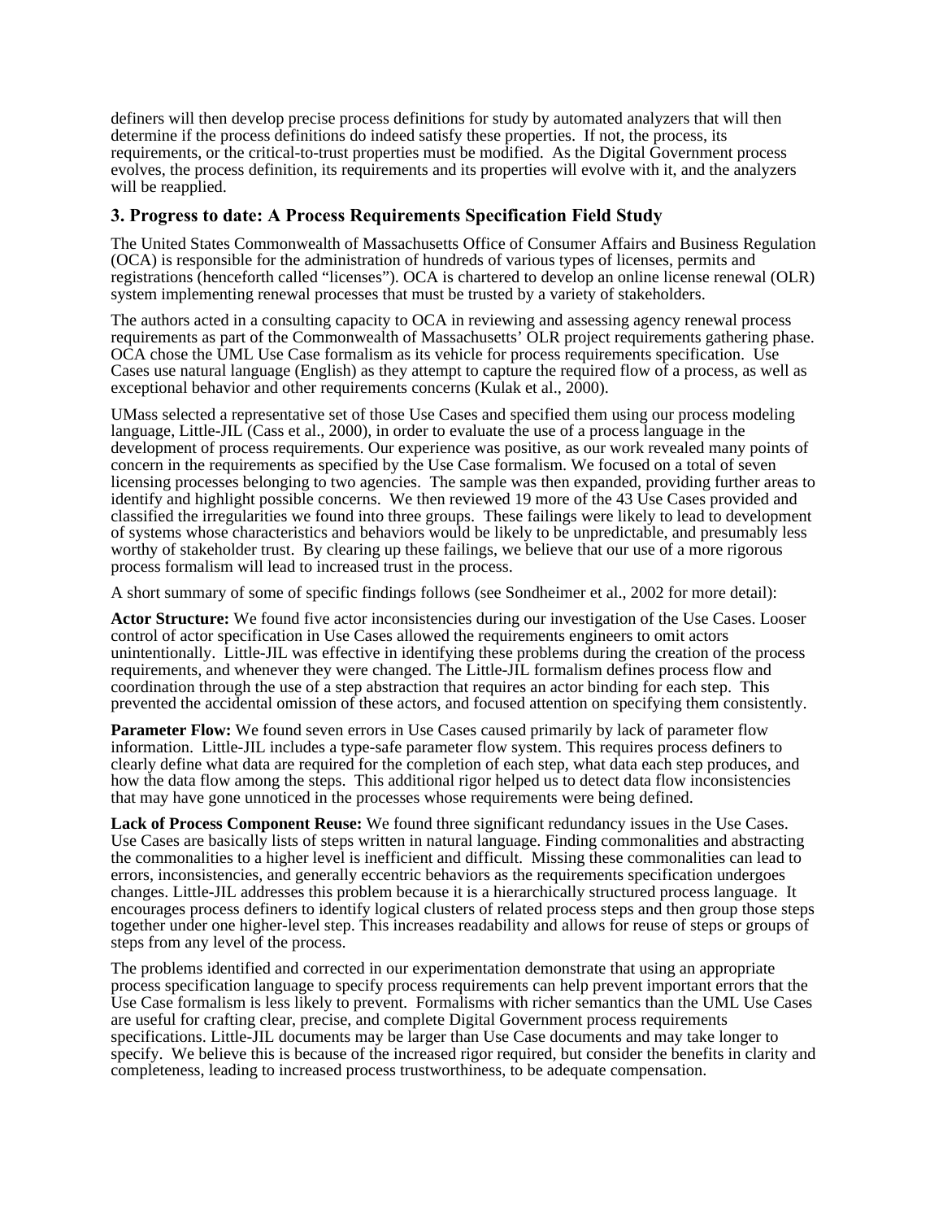definers will then develop precise process definitions for study by automated analyzers that will then determine if the process definitions do indeed satisfy these properties. If not, the process, its requirements, or the critical-to-trust properties must be modified. As the Digital Government process evolves, the process definition, its requirements and its properties will evolve with it, and the analyzers will be reapplied.

### 3. Progress to date: A Process Requirements Specification Field Study

The United States Commonwealth of Massachusetts Office of Consumer Affairs and Business Regulation (OCA) is responsible for the administration of hundreds of various types of licenses, permits and registrations (henceforth called "licenses"). OCA is chartered to develop an online license renewal (OLR) system implementing renewal processes that must be trusted by a variety of stakeholders.

The authors acted in a consulting capacity to OCA in reviewing and assessing agency renewal process requirements as part of the Commonwealth of Massachusetts' OLR project requirements gathering phase. OCA chose the UML Use Case formalism as its vehicle for process requirements specification. Use Cases use natural language (English) as they attempt to capture the required flow of a process, as well as exceptional behavior and other requirements concerns (Kulak et al., 2000).

UMass selected a representative set of those Use Cases and specified them using our process modeling language, Little-JIL (Cass et al., 2000), in order to evaluate the use of a process language in the development of process requirements. Our experience was positive, as our work revealed many points of concern in the requirements as specified by the Use Case formalism. We focused on a total of seven licensing processes belonging to two agencies. The sample was then expanded, providing further areas to identify and highlight possible concerns. We then reviewed 19 more of the 43 Use Cases provided and classified the irregularities we found into three groups. These failings were likely to lead to development of systems whose characteristics and behaviors would be likely to be unpredictable, and presumably less worthy of stakeholder trust. By clearing up these failings, we believe that our use of a more rigorous process formalism will lead to increased trust in the process.

A short summary of some of specific findings follows (see Sondheimer et al., 2002 for more detail):

**Actor Structure:** We found five actor inconsistencies during our investigation of the Use Cases. Looser control of actor specification in Use Cases allowed the requirements engineers to omit actors unintentionally. Little-JIL was effective in identifying these problems during the creation of the process requirements, and whenever they were changed. The Little-JIL formalism defines process flow and coordination through the use of a step abstraction that requires an actor binding for each step. This prevented the accidental omission of these actors, and focused attention on specifying them consistently.

**Parameter Flow:** We found seven errors in Use Cases caused primarily by lack of parameter flow information. Little-JIL includes a type-safe parameter flow system. This requires process definers to clearly define what data are required for the completion of each step, what data each step produces, and how the data flow among the steps. This additional rigor helped us to detect data flow inconsistencies that may have gone unnoticed in the processes whose requirements were being defined.

**Lack of Process Component Reuse:** We found three significant redundancy issues in the Use Cases. Use Cases are basically lists of steps written in natural language. Finding commonalities and abstracting the commonalities to a higher level is inefficient and difficult. Missing these commonalities can lead to errors, inconsistencies, and generally eccentric behaviors as the requirements specification undergoes changes. Little-JIL addresses this problem because it is a hierarchically structured process language. It encourages process definers to identify logical clusters of related process steps and then group those steps together under one higher-level step. This increases readability and allows for reuse of steps or groups of steps from any level of the process.

The problems identified and corrected in our experimentation demonstrate that using an appropriate process specification language to specify process requirements can help prevent important errors that the Use Case formalism is less likely to prevent. Formalisms with richer semantics than the UML Use Cases are useful for crafting clear, precise, and complete Digital Government process requirements specifications. Little-JIL documents may be larger than Use Case documents and may take longer to specify. We believe this is because of the increased rigor required, but consider the benefits in clarity and completeness, leading to increased process trustworthiness, to be adequate compensation.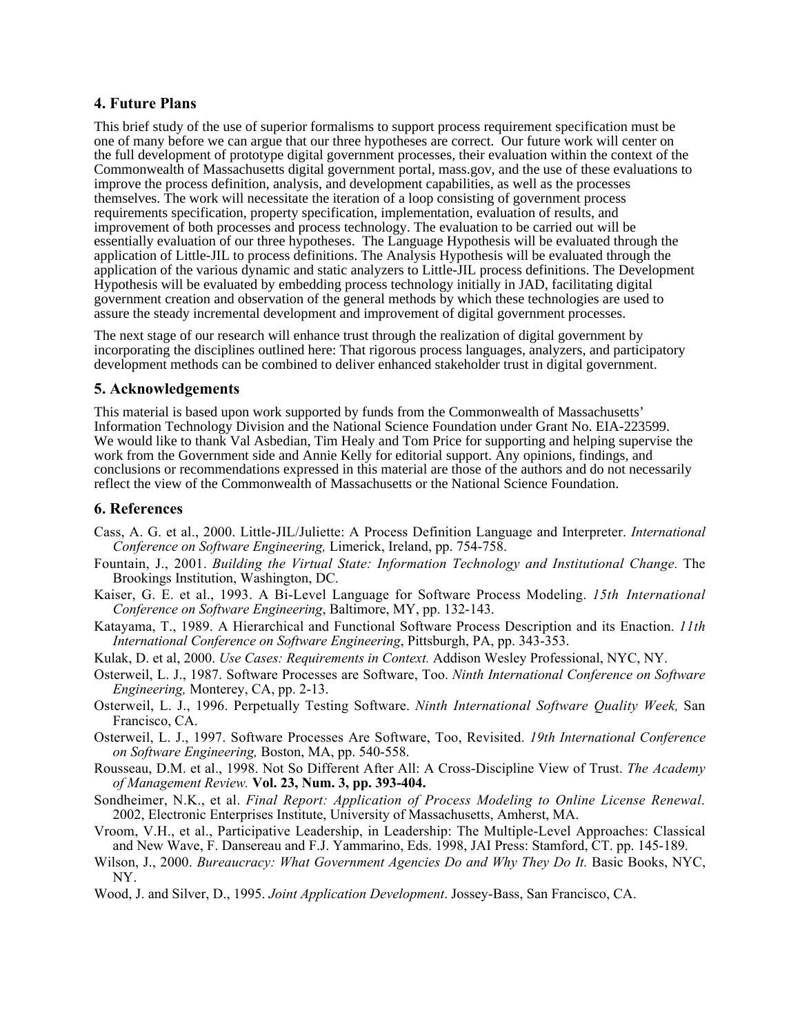## 4. Future Plans

This brief study of the use of superior formalisms to support process requirement specification must be one of many before we can argue that our three hypotheses are correct. Our future work will center on the full development of prototype digital government processes, their evaluation within the context of the Commonwealth of Massachusetts digital government portal, mass.gov, and the use of these evaluations to improve the process definition, analysis, and development capabilities, as well as the processes themselves. The work will necessitate the iteration of a loop consisting of government process requirements specification, property specification, implementation, evaluation of results, and improvement of both processes and process technology. The evaluation to be carried out will be essentially evaluation of our three hypotheses. The Language Hypothesis will be evaluated through the application of Little-JIL to process definitions. The Analysis Hypothesis will be evaluated through the application of the various dynamic and static analyzers to Little-JIL process definitions. The Development Hypothesis will be evaluated by embedding process technology initially in JAD, facilitating digital government creation and observation of the general methods by which these technologies are used to assure the steady incremental development and improvement of digital government processes.

The next stage of our research will enhance trust through the realization of digital government by incorporating the disciplines outlined here: That rigorous process languages, analyzers, and participatory development methods can be combined to deliver enhanced stakeholder trust in digital government.

## 5. Acknowledgements

This material is based upon work supported by funds from the Commonwealth of Massachusetts' Information Technology Division and the National Science Foundation under Grant No. EIA-223599. We would like to thank Val Asbedian, Tim Healy and Tom Price for supporting and helping supervise the work from the Government side and Annie Kelly for editorial support. Any opinions, findings, and conclusions or recommendations expressed in this material are those of the authors and do not necessarily reflect the view of the Commonwealth of Massachusetts or the National Science Foundation.

## 6. References

Cass, A. G. et al., 2000. Little-JIL/Juliette: A Process Definition Language and Interpreter. *International Conference on Software Engineering,* Limerick, Ireland, pp. 754-758.

Fountain, J., 2001. *Building the Virtual State: Information Technology and Institutional Change.* The Brookings Institution, Washington, DC.

Kaiser, G. E. et al., 1993. A Bi-Level Language for Software Process Modeling. *15th International Conference on Software Engineering*, Baltimore, MY, pp. 132-143.

Katayama, T., 1989. A Hierarchical and Functional Software Process Description and its Enaction. *11th International Conference on Software Engineering*, Pittsburgh, PA, pp. 343-353.

Kulak, D. et al, 2000. *Use Cases: Requirements in Context.* Addison Wesley Professional, NYC, NY.

Osterweil, L. J., 1987. Software Processes are Software, Too. *Ninth International Conference on Software Engineering,* Monterey, CA, pp. 2-13.

Osterweil, L. J., 1996. Perpetually Testing Software. *Ninth International Software Quality Week,* San Francisco, CA.

Osterweil, L. J., 1997. Software Processes Are Software, Too, Revisited. *19th International Conference on Software Engineering,* Boston, MA, pp. 540-558.

Rousseau, D.M. et al., 1998. Not So Different After All: A Cross-Discipline View of Trust. *The Academy of Management Review.* **Vol. 23, Num. 3, pp. 393-404.**

Sondheimer, N.K., et al. *Final Report: Application of Process Modeling to Online License Renewal*. 2002, Electronic Enterprises Institute, University of Massachusetts, Amherst, MA.

Vroom, V.H., et al., Participative Leadership, in Leadership: The Multiple-Level Approaches: Classical and New Wave, F. Dansereau and F.J. Yammarino, Eds. 1998, JAI Press: Stamford, CT. pp. 145-189.

Wilson, J., 2000. *Bureaucracy: What Government Agencies Do and Why They Do It.* Basic Books, NYC, NY.

Wood, J. and Silver, D., 1995. *Joint Application Development*. Jossey-Bass, San Francisco, CA.